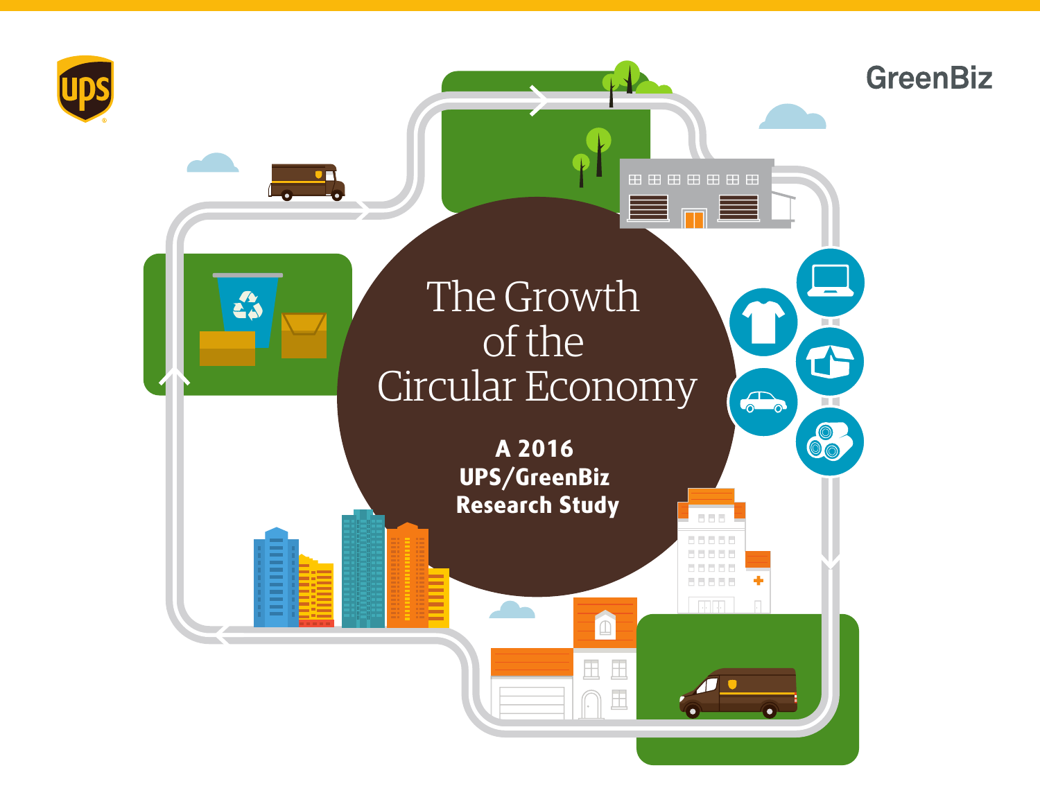# The Growth of the Circular Economy

**A 2016 UPS/GreenBiz Research Study**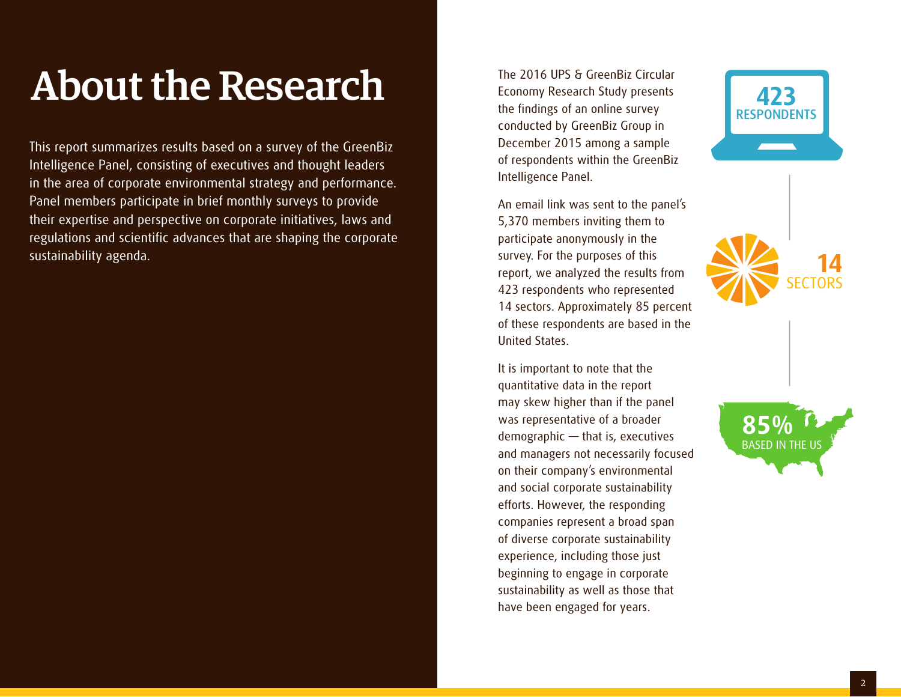# About the Research

This report summarizes results based on a survey of the GreenBiz Intelligence Panel, consisting of executives and thought leaders in the area of corporate environmental strategy and performance. Panel members participate in brief monthly surveys to provide their expertise and perspective on corporate initiatives, laws and regulations and scientific advances that are shaping the corporate sustainability agenda.

The 2016 UPS & GreenBiz Circular Economy Research Study presents the findings of an online survey conducted by GreenBiz Group in December 2015 among a sample of respondents within the GreenBiz Intelligence Panel.

An email link was sent to the panel's 5,370 members inviting them to participate anonymously in the survey. For the purposes of this report, we analyzed the results from 423 respondents who represented 14 sectors. Approximately 85 percent of these respondents are based in the United States.

It is important to note that the quantitative data in the report may skew higher than if the panel was representative of a broader demographic — that is, executives and managers not necessarily focused on their company's environmental and social corporate sustainability efforts. However, the responding companies represent a broad span of diverse corporate sustainability experience, including those just beginning to engage in corporate sustainability as well as those that have been engaged for years.

**423** RESPONDENTS

**14** SECTORS

**85%** BASED IN THE US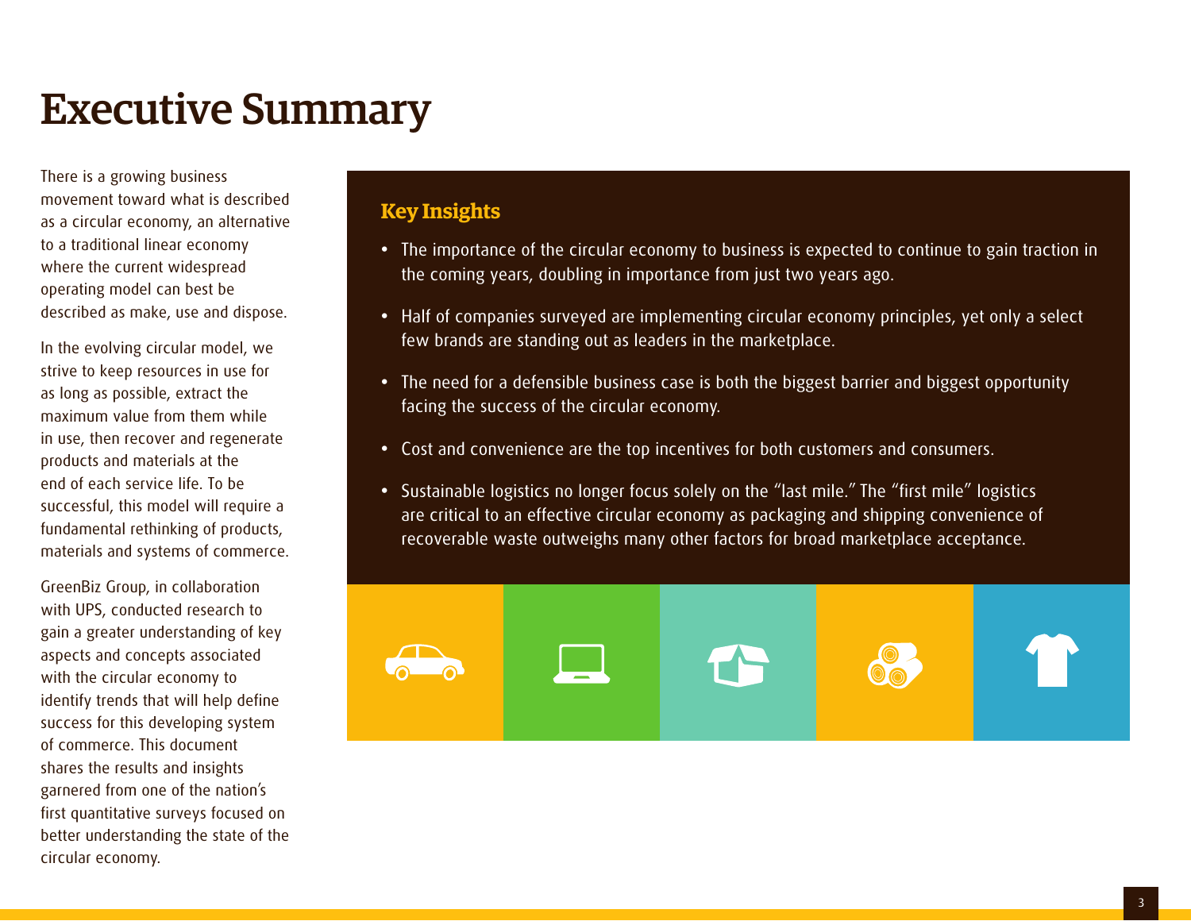# Executive Summary

There is a growing business movement toward what is described as a circular economy, an alternative to a traditional linear economy where the current widespread operating model can best be described as make, use and dispose.

In the evolving circular model, we strive to keep resources in use for as long as possible, extract the maximum value from them while in use, then recover and regenerate products and materials at the end of each service life. To be successful, this model will require a fundamental rethinking of products, materials and systems of commerce.

GreenBiz Group, in collaboration with UPS, conducted research to gain a greater understanding of key aspects and concepts associated with the circular economy to identify trends that will help define success for this developing system of commerce. This document shares the results and insights garnered from one of the nation's first quantitative surveys focused on better understanding the state of the circular economy.

## Key Insights

- The importance of the circular economy to business is expected to continue to gain traction in the coming years, doubling in importance from just two years ago.
- Half of companies surveyed are implementing circular economy principles, yet only a select few brands are standing out as leaders in the marketplace.
- The need for a defensible business case is both the biggest barrier and biggest opportunity facing the success of the circular economy.
- Cost and convenience are the top incentives for both customers and consumers.
- Sustainable logistics no longer focus solely on the "last mile." The "first mile" logistics are critical to an effective circular economy as packaging and shipping convenience of recoverable waste outweighs many other factors for broad marketplace acceptance.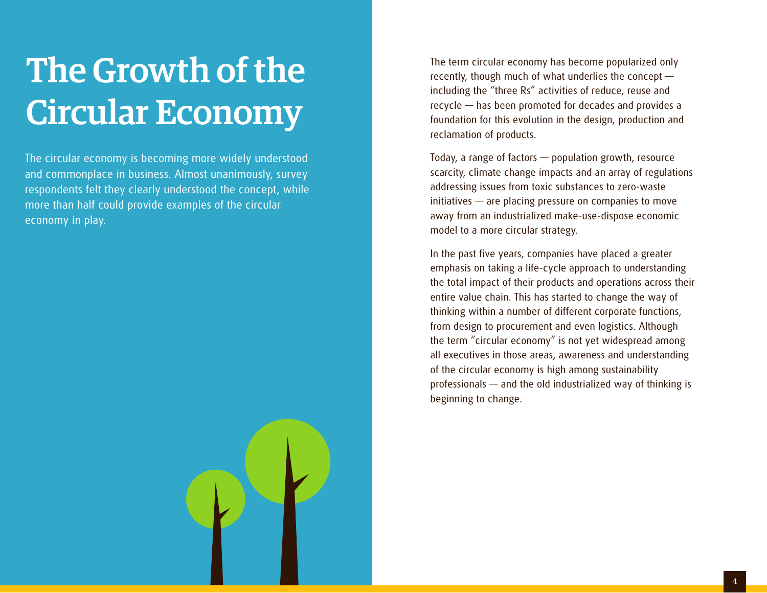# The Growth of the Circular Economy

The circular economy is becoming more widely understood and commonplace in business. Almost unanimously, survey respondents felt they clearly understood the concept, while more than half could provide examples of the circular economy in play.

The term circular economy has become popularized only recently, though much of what underlies the concept — including the "three Rs" activities of reduce, reuse and recycle — has been promoted for decades and provides a foundation for this evolution in the design, production and reclamation of products.

Today, a range of factors — population growth, resource scarcity, climate change impacts and an array of regulations addressing issues from toxic substances to zero-waste initiatives — are placing pressure on companies to move away from an industrialized make-use-dispose economic model to a more circular strategy.

In the past five years, companies have placed a greater emphasis on taking a life-cycle approach to understanding the total impact of their products and operations across their entire value chain. This has started to change the way of thinking within a number of different corporate functions, from design to procurement and even logistics. Although the term "circular economy" is not yet widespread among all executives in those areas, awareness and understanding of the circular economy is high among sustainability professionals — and the old industrialized way of thinking is beginning to change.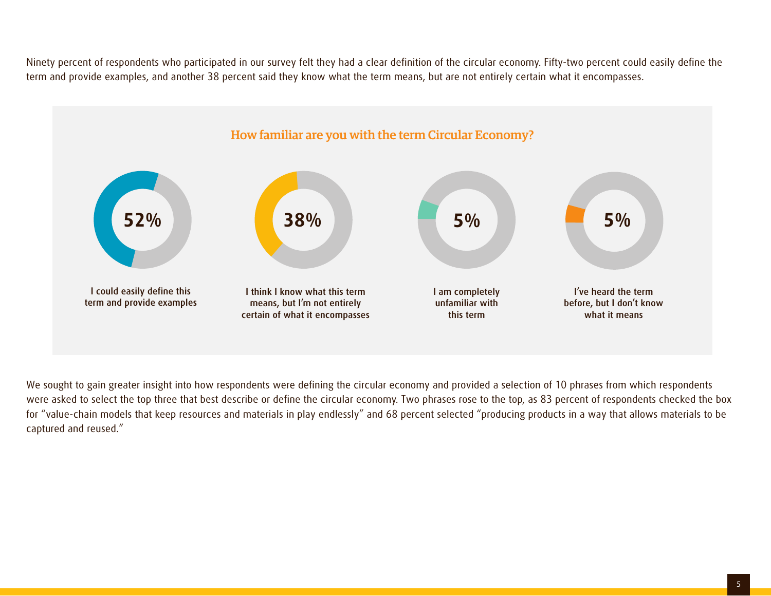Ninety percent of respondents who participated in our survey felt they had a clear definition of the circular economy. Fifty-two percent could easily define the term and provide examples, and another 38 percent said they know what the term means, but are not entirely certain what it encompasses.

### How familiar are you with the term Circular Economy?

**52%**
I could easily define this term and provide examples

**38%**
I think I know what this term means, but I'm not entirely certain of what it encompasses

**5%**
I am completely unfamiliar with this term

**5%**
I've heard the term before, but I don't know what it means

We sought to gain greater insight into how respondents were defining the circular economy and provided a selection of 10 phrases from which respondents were asked to select the top three that best describe or define the circular economy. Two phrases rose to the top, as 83 percent of respondents checked the box for "value-chain models that keep resources and materials in play endlessly" and 68 percent selected "producing products in a way that allows materials to be captured and reused."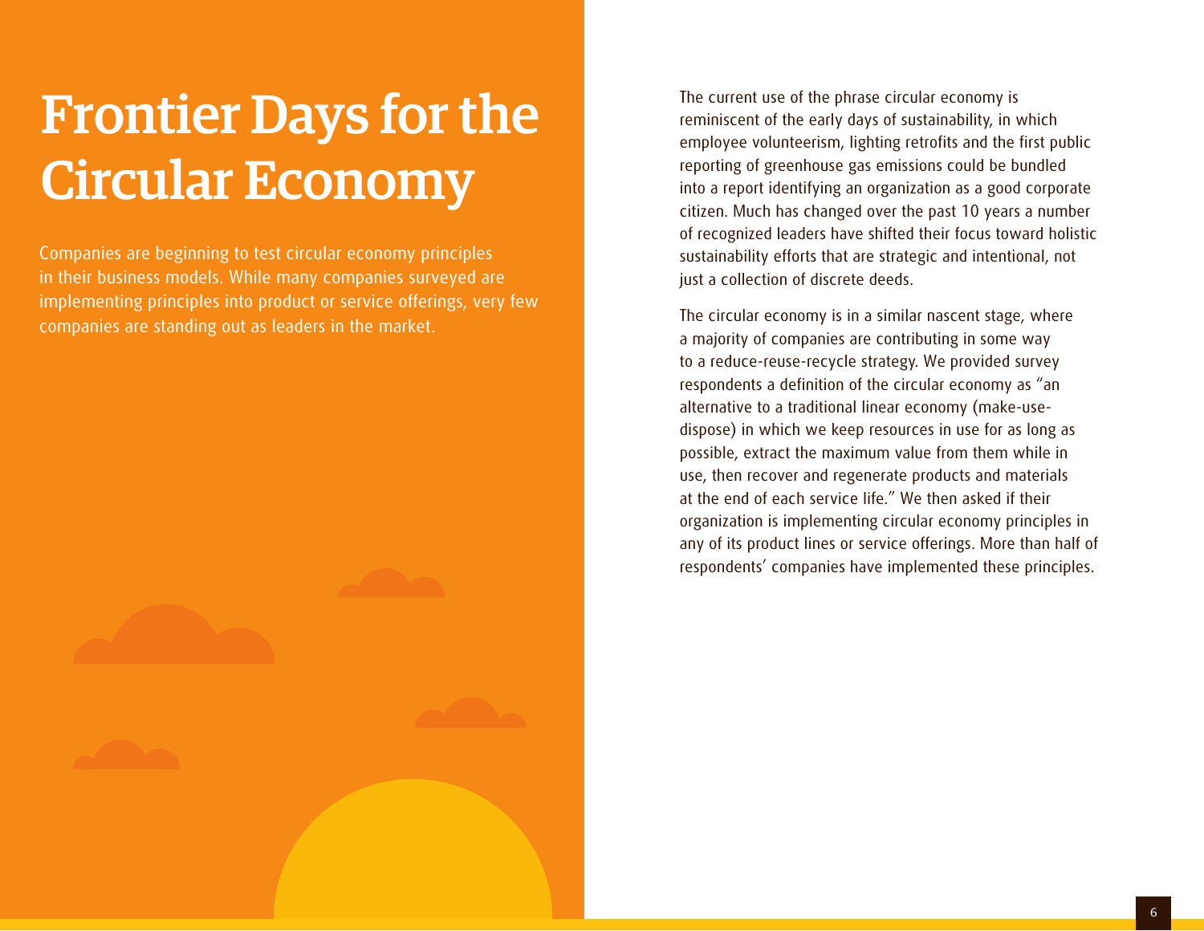# Frontier Days for the Circular Economy

Companies are beginning to test circular economy principles in their business models. While many companies surveyed are implementing principles into product or service offerings, very few companies are standing out as leaders in the market.

The current use of the phrase circular economy is reminiscent of the early days of sustainability, in which employee volunteerism, lighting retrofits and the first public reporting of greenhouse gas emissions could be bundled into a report identifying an organization as a good corporate citizen. Much has changed over the past 10 years a number of recognized leaders have shifted their focus toward holistic sustainability efforts that are strategic and intentional, not just a collection of discrete deeds.

The circular economy is in a similar nascent stage, where a majority of companies are contributing in some way to a reduce-reuse-recycle strategy. We provided survey respondents a definition of the circular economy as "an alternative to a traditional linear economy (make-use-dispose) in which we keep resources in use for as long as possible, extract the maximum value from them while in use, then recover and regenerate products and materials at the end of each service life." We then asked if their organization is implementing circular economy principles in any of its product lines or service offerings. More than half of respondents' companies have implemented these principles.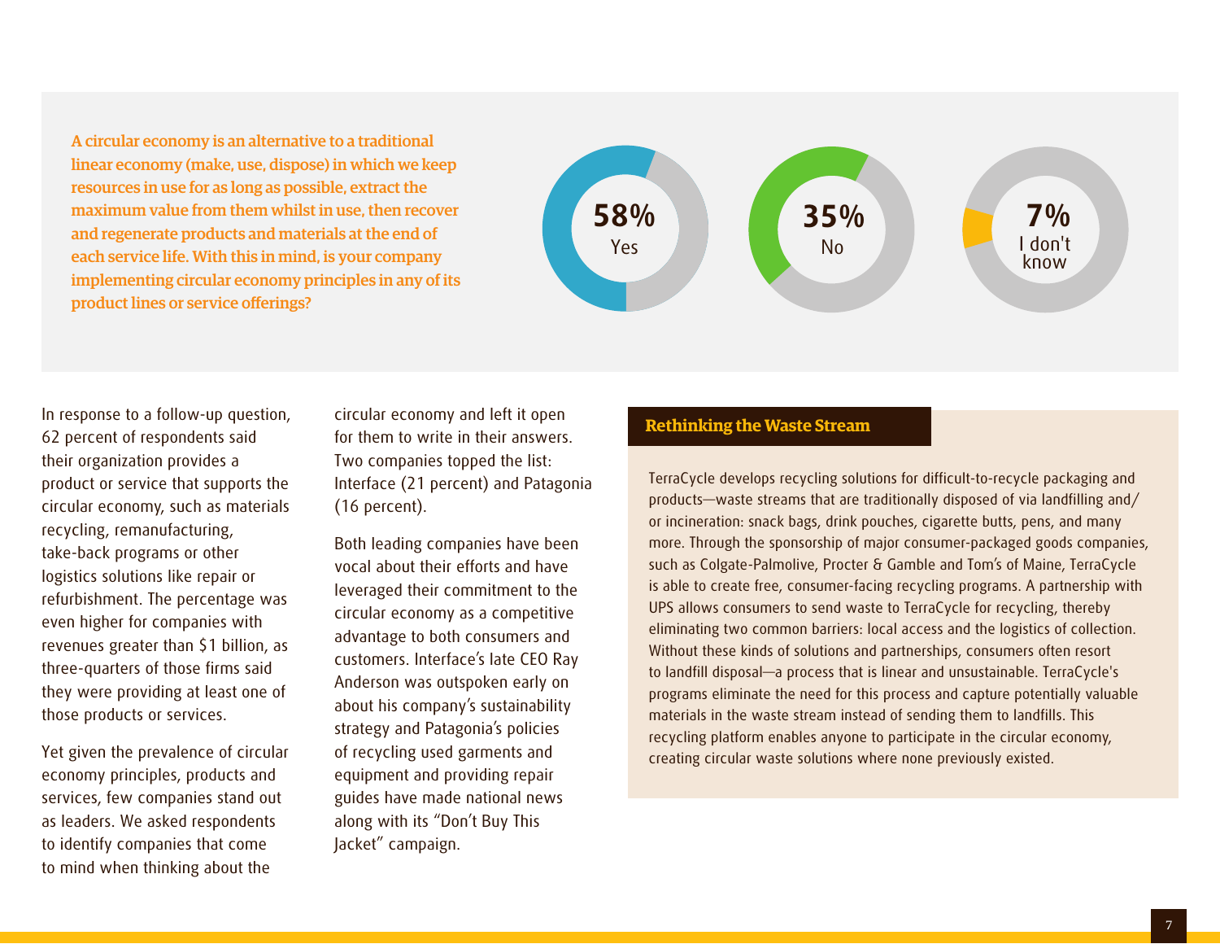**A circular economy is an alternative to a traditional linear economy (make, use, dispose) in which we keep resources in use for as long as possible, extract the maximum value from them whilst in use, then recover and regenerate products and materials at the end of each service life. With this in mind, is your company implementing circular economy principles in any of its product lines or service offerings?**

| Response | Percentage |
|---|---|
| Yes | 58% |
| No | 35% |
| I don't know | 7% |

In response to a follow-up question, 62 percent of respondents said their organization provides a product or service that supports the circular economy, such as materials recycling, remanufacturing, take-back programs or other logistics solutions like repair or refurbishment. The percentage was even higher for companies with revenues greater than $1 billion, as three-quarters of those firms said they were providing at least one of those products or services.

Yet given the prevalence of circular economy principles, products and services, few companies stand out as leaders. We asked respondents to identify companies that come to mind when thinking about the circular economy and left it open for them to write in their answers. Two companies topped the list: Interface (21 percent) and Patagonia (16 percent).

Both leading companies have been vocal about their efforts and have leveraged their commitment to the circular economy as a competitive advantage to both consumers and customers. Interface's late CEO Ray Anderson was outspoken early on about his company's sustainability strategy and Patagonia's policies of recycling used garments and equipment and providing repair guides have made national news along with its "Don't Buy This Jacket" campaign.

## Rethinking the Waste Stream

TerraCycle develops recycling solutions for difficult-to-recycle packaging and products—waste streams that are traditionally disposed of via landfilling and/or incineration: snack bags, drink pouches, cigarette butts, pens, and many more. Through the sponsorship of major consumer-packaged goods companies, such as Colgate-Palmolive, Procter & Gamble and Tom's of Maine, TerraCycle is able to create free, consumer-facing recycling programs. A partnership with UPS allows consumers to send waste to TerraCycle for recycling, thereby eliminating two common barriers: local access and the logistics of collection. Without these kinds of solutions and partnerships, consumers often resort to landfill disposal—a process that is linear and unsustainable. TerraCycle's programs eliminate the need for this process and capture potentially valuable materials in the waste stream instead of sending them to landfills. This recycling platform enables anyone to participate in the circular economy, creating circular waste solutions where none previously existed.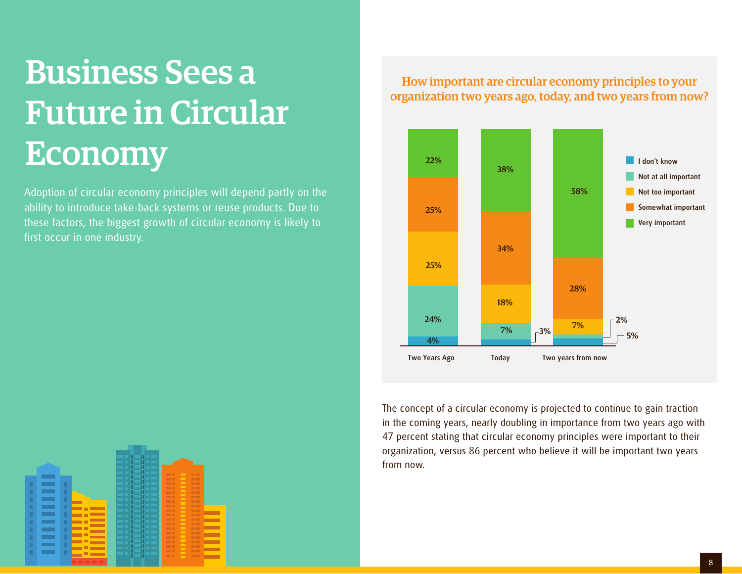# Business Sees a Future in Circular Economy

Adoption of circular economy principles will depend partly on the ability to introduce take-back systems or reuse products. Due to these factors, the biggest growth of circular economy is likely to first occur in one industry.

**How important are circular economy principles to your organization two years ago, today, and two years from now?**

| | Two Years Ago | Today | Two years from now |
|---|---|---|---|
| I don't know | 4% | 3% | 5% |
| Not at all important | 24% | 7% | 2% |
| Not too important | 25% | 18% | 7% |
| Somewhat important | 25% | 34% | 28% |
| Very important | 22% | 38% | 58% |

The concept of a circular economy is projected to continue to gain traction in the coming years, nearly doubling in importance from two years ago with 47 percent stating that circular economy principles were important to their organization, versus 86 percent who believe it will be important two years from now.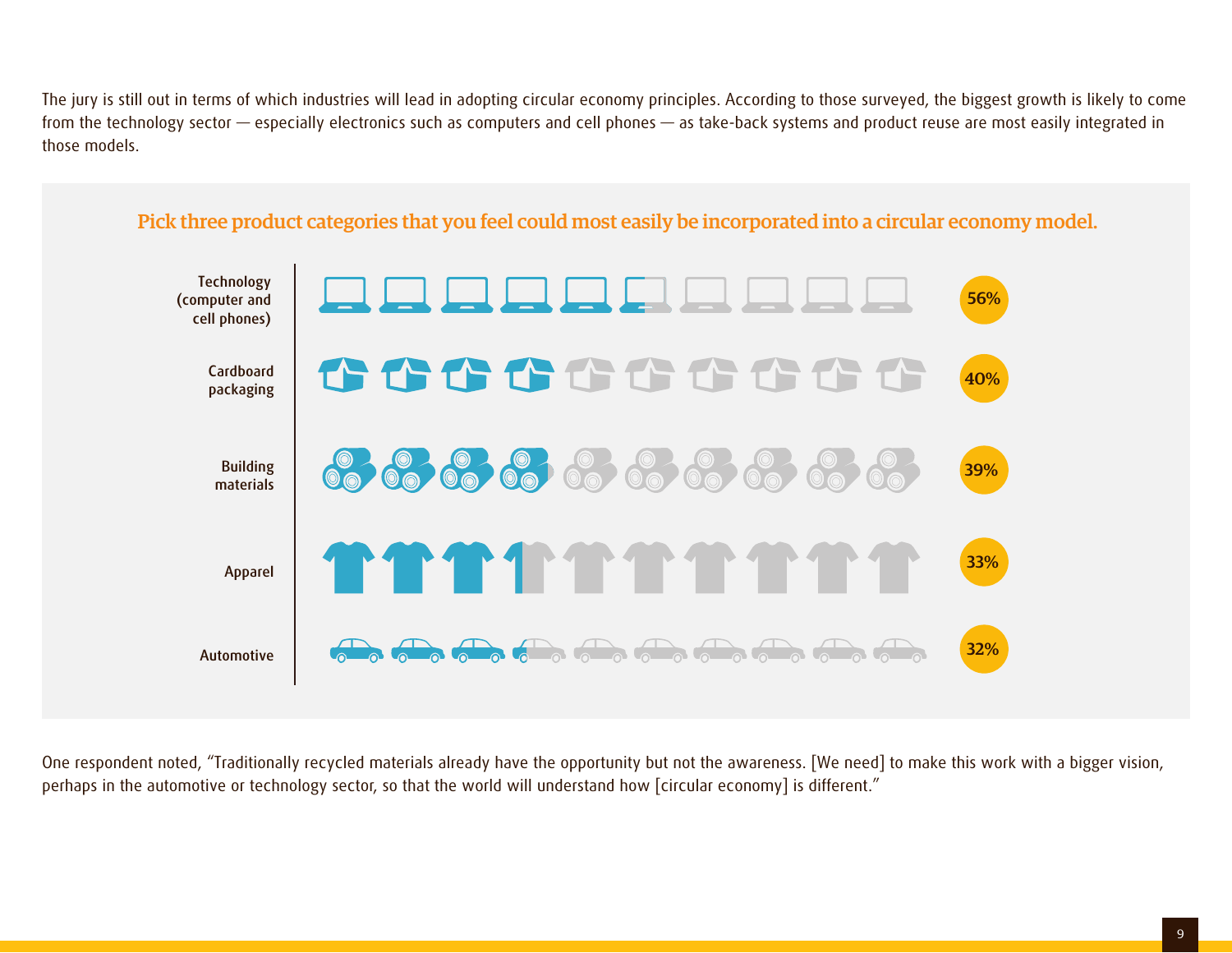The jury is still out in terms of which industries will lead in adopting circular economy principles. According to those surveyed, the biggest growth is likely to come from the technology sector — especially electronics such as computers and cell phones — as take-back systems and product reuse are most easily integrated in those models.

### Pick three product categories that you feel could most easily be incorporated into a circular economy model.

| Product category | Percentage |
| --- | --- |
| Technology (computer and cell phones) | 56% |
| Cardboard packaging | 40% |
| Building materials | 39% |
| Apparel | 33% |
| Automotive | 32% |

One respondent noted, "Traditionally recycled materials already have the opportunity but not the awareness. [We need] to make this work with a bigger vision, perhaps in the automotive or technology sector, so that the world will understand how [circular economy] is different."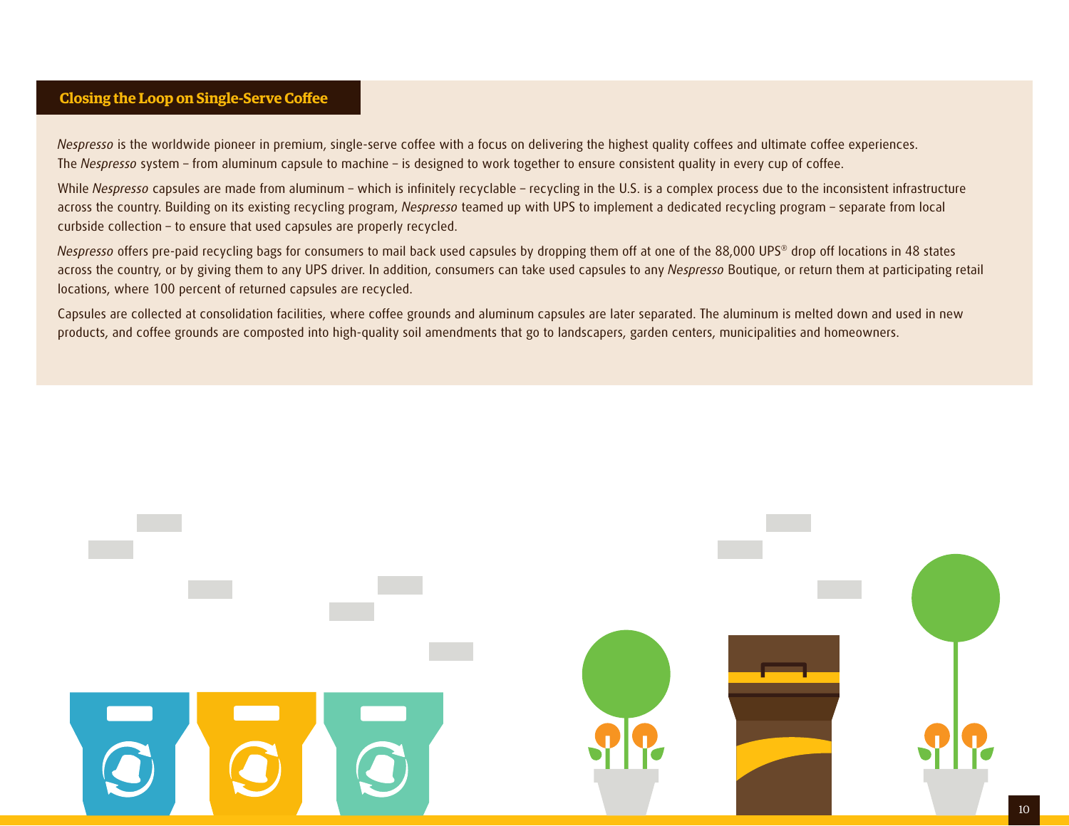## Closing the Loop on Single-Serve Coffee

*Nespresso* is the worldwide pioneer in premium, single-serve coffee with a focus on delivering the highest quality coffees and ultimate coffee experiences. The *Nespresso* system – from aluminum capsule to machine – is designed to work together to ensure consistent quality in every cup of coffee.

While *Nespresso* capsules are made from aluminum – which is infinitely recyclable – recycling in the U.S. is a complex process due to the inconsistent infrastructure across the country. Building on its existing recycling program, *Nespresso* teamed up with UPS to implement a dedicated recycling program – separate from local curbside collection – to ensure that used capsules are properly recycled.

*Nespresso* offers pre-paid recycling bags for consumers to mail back used capsules by dropping them off at one of the 88,000 UPS® drop off locations in 48 states across the country, or by giving them to any UPS driver. In addition, consumers can take used capsules to any *Nespresso* Boutique, or return them at participating retail locations, where 100 percent of returned capsules are recycled.

Capsules are collected at consolidation facilities, where coffee grounds and aluminum capsules are later separated. The aluminum is melted down and used in new products, and coffee grounds are composted into high-quality soil amendments that go to landscapers, garden centers, municipalities and homeowners.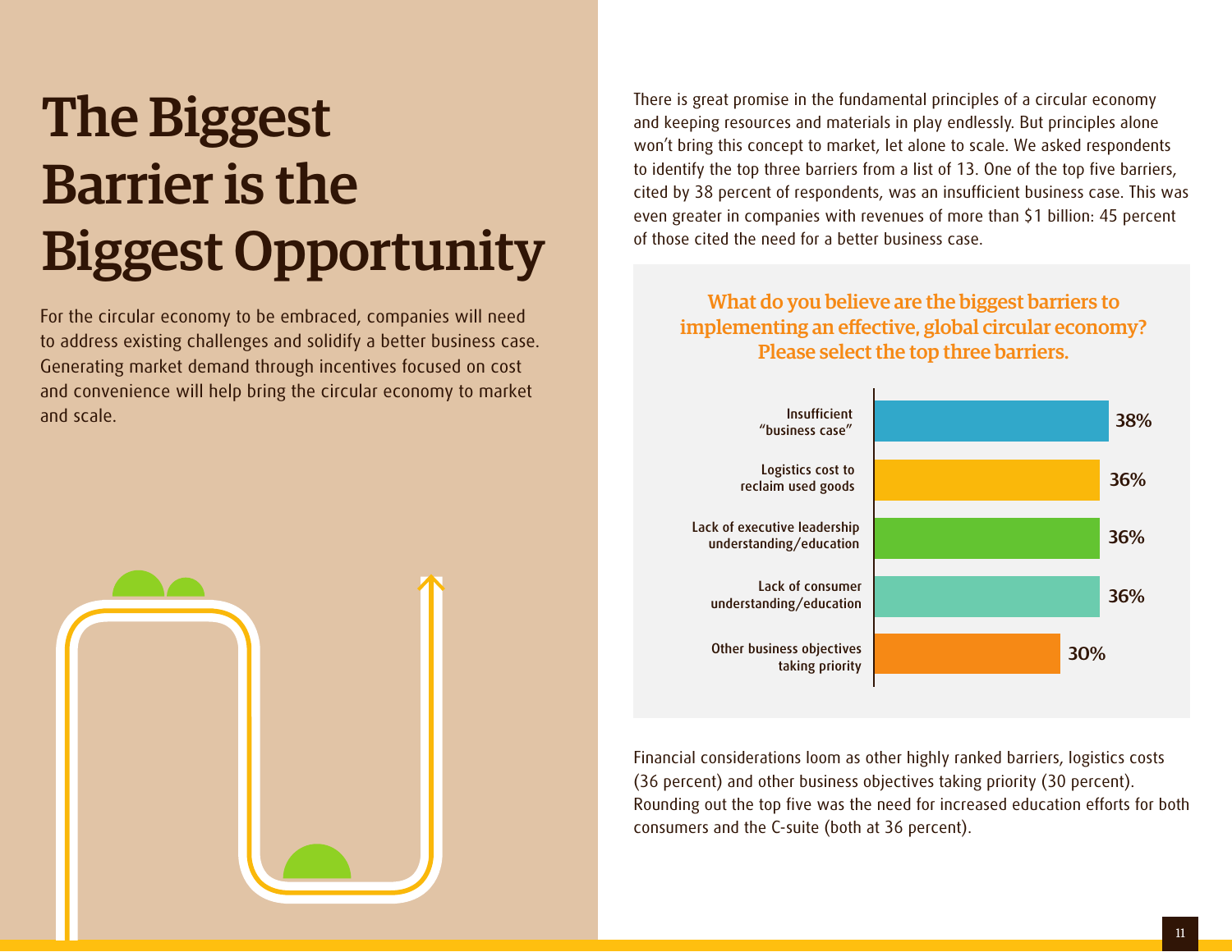# The Biggest Barrier is the Biggest Opportunity

For the circular economy to be embraced, companies will need to address existing challenges and solidify a better business case. Generating market demand through incentives focused on cost and convenience will help bring the circular economy to market and scale.

There is great promise in the fundamental principles of a circular economy and keeping resources and materials in play endlessly. But principles alone won't bring this concept to market, let alone to scale. We asked respondents to identify the top three barriers from a list of 13. One of the top five barriers, cited by 38 percent of respondents, was an insufficient business case. This was even greater in companies with revenues of more than $1 billion: 45 percent of those cited the need for a better business case.

**What do you believe are the biggest barriers to implementing an effective, global circular economy? Please select the top three barriers.**

| Barrier | Percent |
|---|---|
| Insufficient "business case" | 38% |
| Logistics cost to reclaim used goods | 36% |
| Lack of executive leadership understanding/education | 36% |
| Lack of consumer understanding/education | 36% |
| Other business objectives taking priority | 30% |

Financial considerations loom as other highly ranked barriers, logistics costs (36 percent) and other business objectives taking priority (30 percent). Rounding out the top five was the need for increased education efforts for both consumers and the C-suite (both at 36 percent).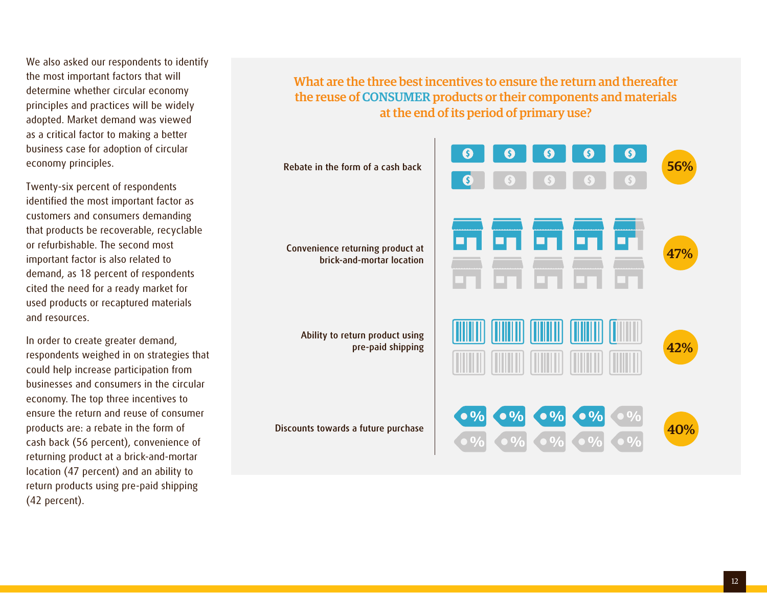We also asked our respondents to identify the most important factors that will determine whether circular economy principles and practices will be widely adopted. Market demand was viewed as a critical factor to making a better business case for adoption of circular economy principles.

Twenty-six percent of respondents identified the most important factor as customers and consumers demanding that products be recoverable, recyclable or refurbishable. The second most important factor is also related to demand, as 18 percent of respondents cited the need for a ready market for used products or recaptured materials and resources.

In order to create greater demand, respondents weighed in on strategies that could help increase participation from businesses and consumers in the circular economy. The top three incentives to ensure the return and reuse of consumer products are: a rebate in the form of cash back (56 percent), convenience of returning product at a brick-and-mortar location (47 percent) and an ability to return products using pre-paid shipping (42 percent).

## What are the three best incentives to ensure the return and thereafter the reuse of CONSUMER products or their components and materials at the end of its period of primary use?

| Incentive | Percent |
| --- | --- |
| Rebate in the form of a cash back | 56% |
| Convenience returning product at brick-and-mortar location | 47% |
| Ability to return product using pre-paid shipping | 42% |
| Discounts towards a future purchase | 40% |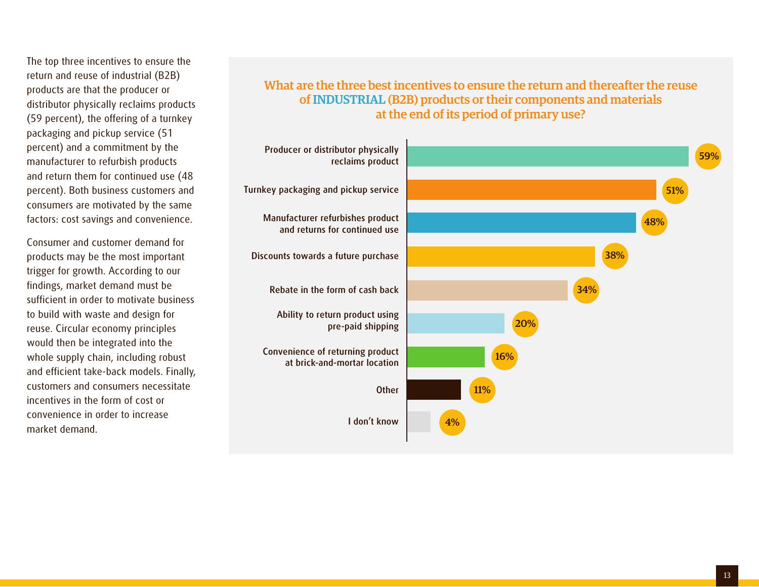The top three incentives to ensure the return and reuse of industrial (B2B) products are that the producer or distributor physically reclaims products (59 percent), the offering of a turnkey packaging and pickup service (51 percent) and a commitment by the manufacturer to refurbish products and return them for continued use (48 percent). Both business customers and consumers are motivated by the same factors: cost savings and convenience.

Consumer and customer demand for products may be the most important trigger for growth. According to our findings, market demand must be sufficient in order to motivate business to build with waste and design for reuse. Circular economy principles would then be integrated into the whole supply chain, including robust and efficient take-back models. Finally, customers and consumers necessitate incentives in the form of cost or convenience in order to increase market demand.

## What are the three best incentives to ensure the return and thereafter the reuse of INDUSTRIAL (B2B) products or their components and materials at the end of its period of primary use?

| Incentive | Percent |
|---|---|
| Producer or distributor physically reclaims product | 59% |
| Turnkey packaging and pickup service | 51% |
| Manufacturer refurbishes product and returns for continued use | 48% |
| Discounts towards a future purchase | 38% |
| Rebate in the form of cash back | 34% |
| Ability to return product using pre-paid shipping | 20% |
| Convenience of returning product at brick-and-mortar location | 16% |
| Other | 11% |
| I don't know | 4% |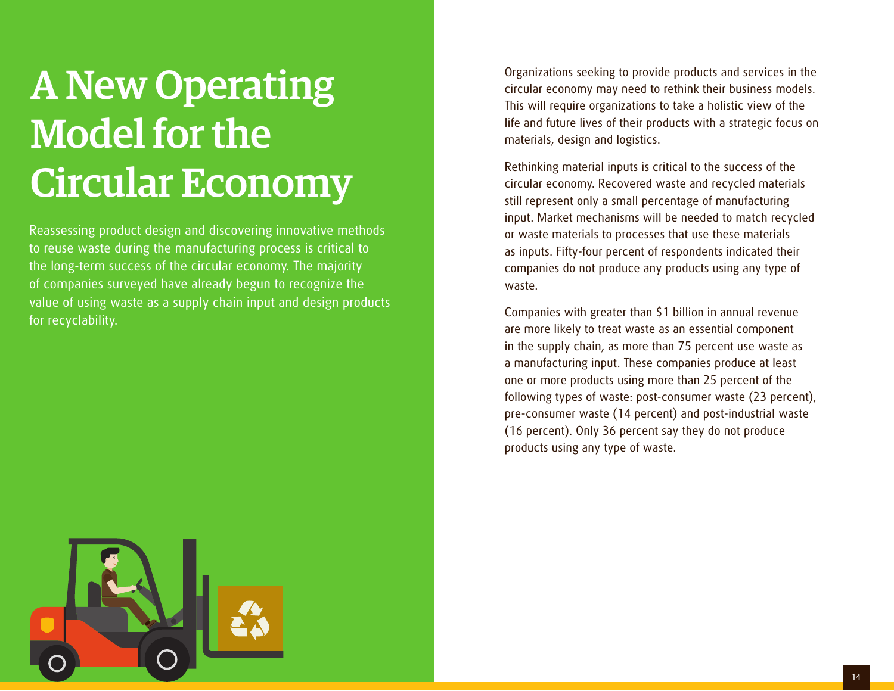# A New Operating Model for the Circular Economy

Reassessing product design and discovering innovative methods to reuse waste during the manufacturing process is critical to the long-term success of the circular economy. The majority of companies surveyed have already begun to recognize the value of using waste as a supply chain input and design products for recyclability.

Organizations seeking to provide products and services in the circular economy may need to rethink their business models. This will require organizations to take a holistic view of the life and future lives of their products with a strategic focus on materials, design and logistics.

Rethinking material inputs is critical to the success of the circular economy. Recovered waste and recycled materials still represent only a small percentage of manufacturing input. Market mechanisms will be needed to match recycled or waste materials to processes that use these materials as inputs. Fifty-four percent of respondents indicated their companies do not produce any products using any type of waste.

Companies with greater than $1 billion in annual revenue are more likely to treat waste as an essential component in the supply chain, as more than 75 percent use waste as a manufacturing input. These companies produce at least one or more products using more than 25 percent of the following types of waste: post-consumer waste (23 percent), pre-consumer waste (14 percent) and post-industrial waste (16 percent). Only 36 percent say they do not produce products using any type of waste.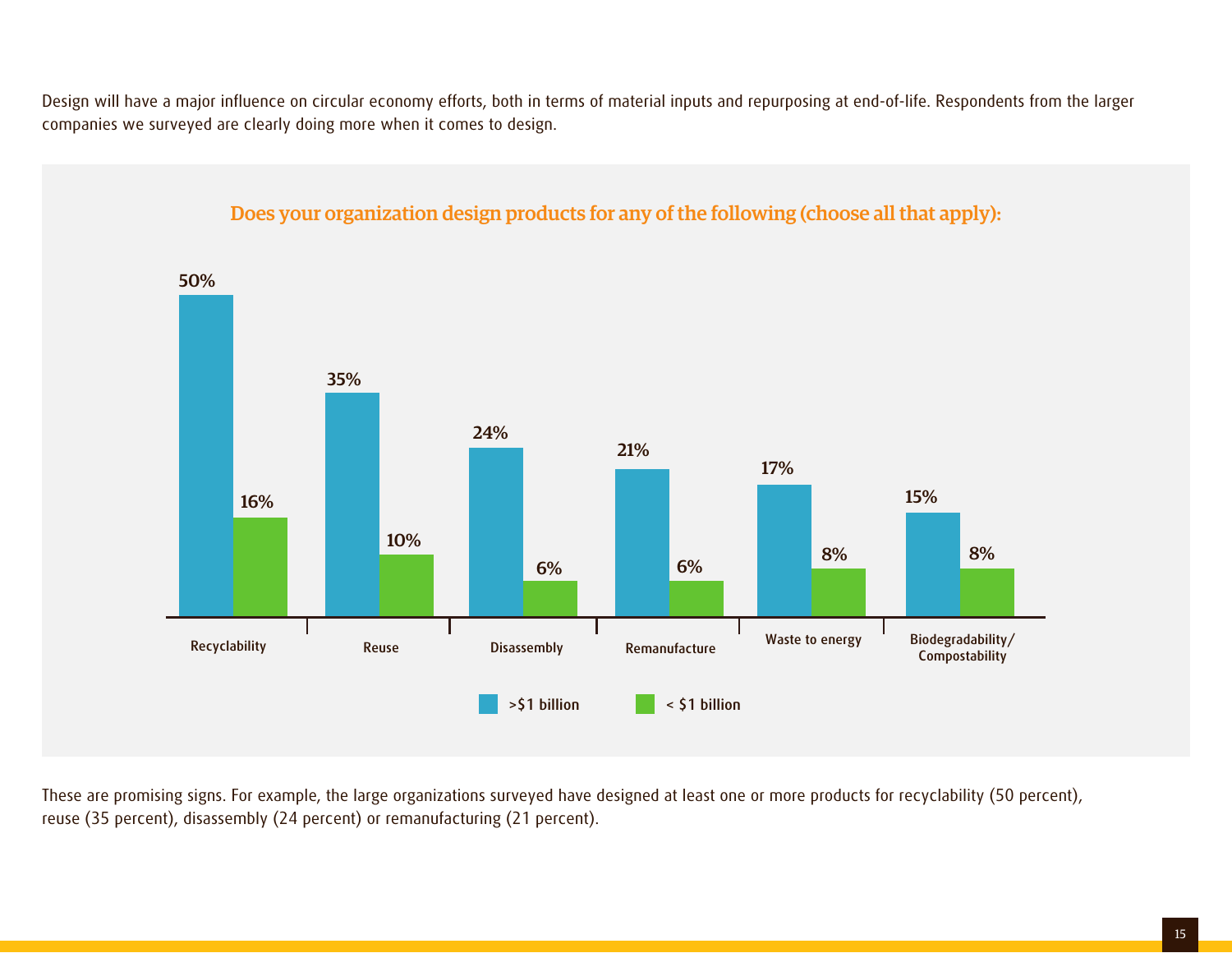Design will have a major influence on circular economy efforts, both in terms of material inputs and repurposing at end-of-life. Respondents from the larger companies we surveyed are clearly doing more when it comes to design.

**Does your organization design products for any of the following (choose all that apply):**

| | >$1 billion | < $1 billion |
|---|---|---|
| Recyclability | 50% | 16% |
| Reuse | 35% | 10% |
| Disassembly | 24% | 6% |
| Remanufacture | 21% | 6% |
| Waste to energy | 17% | 8% |
| Biodegradability/ Compostability | 15% | 8% |

These are promising signs. For example, the large organizations surveyed have designed at least one or more products for recyclability (50 percent), reuse (35 percent), disassembly (24 percent) or remanufacturing (21 percent).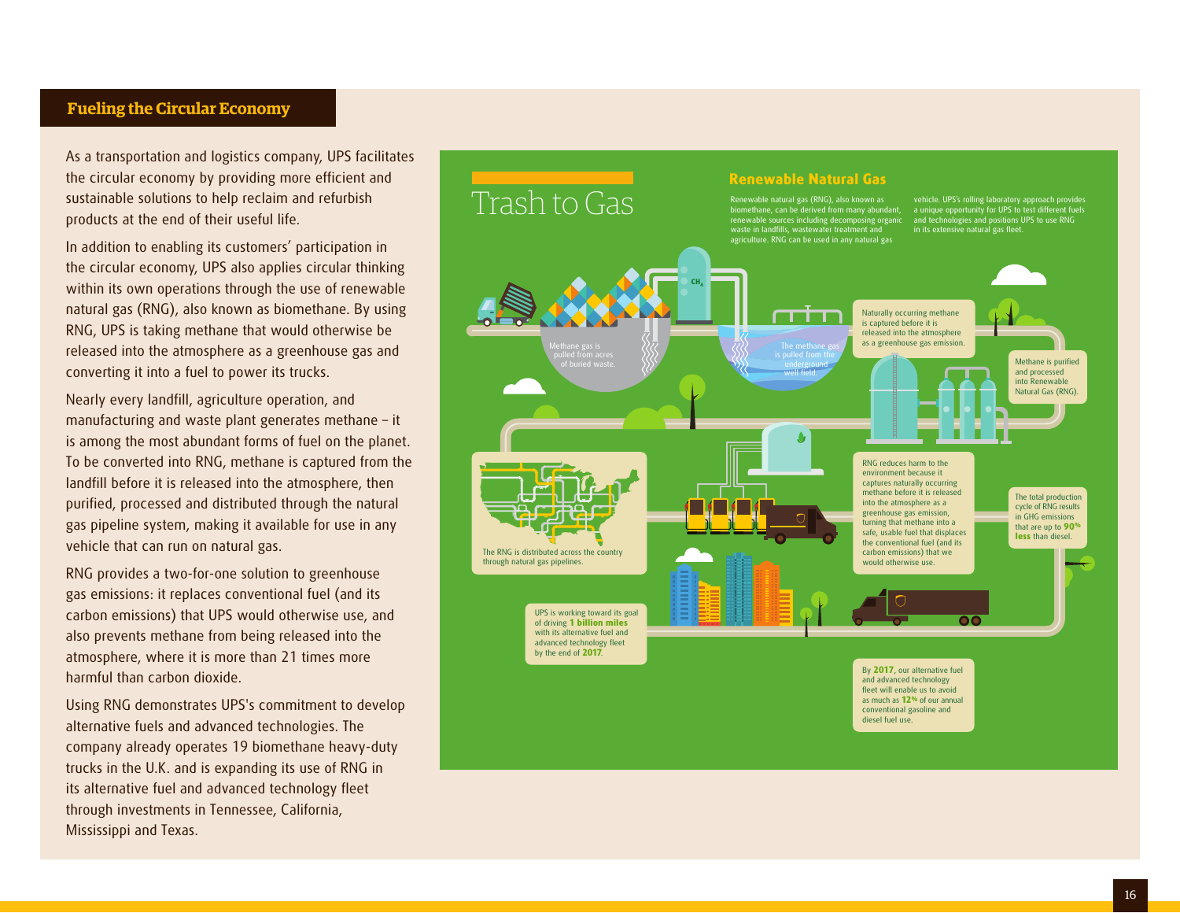## Fueling the Circular Economy

As a transportation and logistics company, UPS facilitates the circular economy by providing more efficient and sustainable solutions to help reclaim and refurbish products at the end of their useful life.

In addition to enabling its customers' participation in the circular economy, UPS also applies circular thinking within its own operations through the use of renewable natural gas (RNG), also known as biomethane. By using RNG, UPS is taking methane that would otherwise be released into the atmosphere as a greenhouse gas and converting it into a fuel to power its trucks.

Nearly every landfill, agriculture operation, and manufacturing and waste plant generates methane – it is among the most abundant forms of fuel on the planet. To be converted into RNG, methane is captured from the landfill before it is released into the atmosphere, then purified, processed and distributed through the natural gas pipeline system, making it available for use in any vehicle that can run on natural gas.

RNG provides a two-for-one solution to greenhouse gas emissions: it replaces conventional fuel (and its carbon emissions) that UPS would otherwise use, and also prevents methane from being released into the atmosphere, where it is more than 21 times more harmful than carbon dioxide.

Using RNG demonstrates UPS's commitment to develop alternative fuels and advanced technologies. The company already operates 19 biomethane heavy-duty trucks in the U.K. and is expanding its use of RNG in its alternative fuel and advanced technology fleet through investments in Tennessee, California, Mississippi and Texas.

## Trash to Gas

### Renewable Natural Gas

Renewable natural gas (RNG), also known as biomethane, can be derived from many abundant, renewable sources including decomposing organic waste in landfills, wastewater treatment and agriculture. RNG can be used in any natural gas vehicle. UPS's rolling laboratory approach provides a unique opportunity for UPS to test different fuels and technologies and positions UPS to use RNG in its extensive natural gas fleet.

$CH_4$

Methane gas is pulled from acres of buried waste.

The methane gas is pulled from the underground well field.

Naturally occurring methane is captured before it is released into the atmosphere as a greenhouse gas emission.

Methane is purified and processed into Renewable Natural Gas (RNG).

The RNG is distributed across the country through natural gas pipelines.

RNG reduces harm to the environment because it captures naturally occurring methane before it is released into the atmosphere as a greenhouse gas emission, turning that methane into a safe, usable fuel that displaces the conventional fuel (and its carbon emissions) that we would otherwise use.

The total production cycle of RNG results in GHG emissions that are up to **90% less** than diesel.

UPS is working toward its goal of driving **1 billion miles** with its alternative fuel and advanced technology fleet by the end of **2017**.

By **2017**, our alternative fuel and advanced technology fleet will enable us to avoid as much as **12%** of our annual conventional gasoline and diesel fuel use.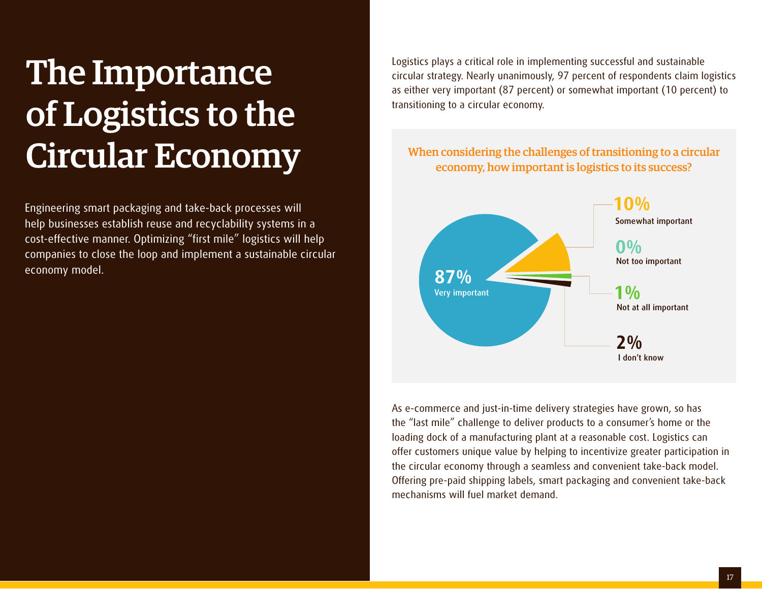# The Importance of Logistics to the Circular Economy

Engineering smart packaging and take-back processes will help businesses establish reuse and recyclability systems in a cost-effective manner. Optimizing "first mile" logistics will help companies to close the loop and implement a sustainable circular economy model.

Logistics plays a critical role in implementing successful and sustainable circular strategy. Nearly unanimously, 97 percent of respondents claim logistics as either very important (87 percent) or somewhat important (10 percent) to transitioning to a circular economy.

**When considering the challenges of transitioning to a circular economy, how important is logistics to its success?**

87% Very important

10% Somewhat important

0% Not too important

1% Not at all important

2% I don't know

As e-commerce and just-in-time delivery strategies have grown, so has the "last mile" challenge to deliver products to a consumer's home or the loading dock of a manufacturing plant at a reasonable cost. Logistics can offer customers unique value by helping to incentivize greater participation in the circular economy through a seamless and convenient take-back model. Offering pre-paid shipping labels, smart packaging and convenient take-back mechanisms will fuel market demand.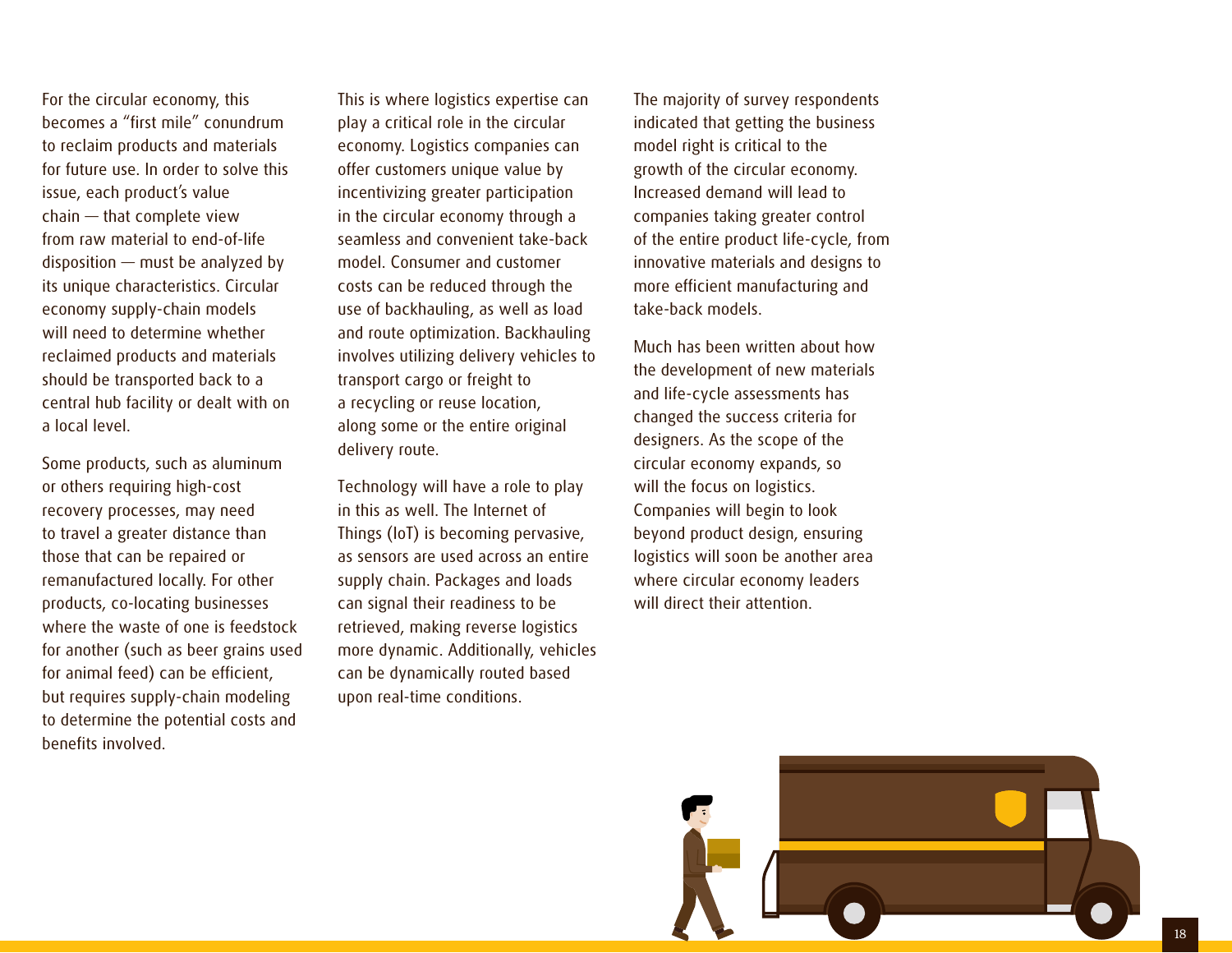For the circular economy, this becomes a "first mile" conundrum to reclaim products and materials for future use. In order to solve this issue, each product's value chain — that complete view from raw material to end-of-life disposition — must be analyzed by its unique characteristics. Circular economy supply-chain models will need to determine whether reclaimed products and materials should be transported back to a central hub facility or dealt with on a local level.

Some products, such as aluminum or others requiring high-cost recovery processes, may need to travel a greater distance than those that can be repaired or remanufactured locally. For other products, co-locating businesses where the waste of one is feedstock for another (such as beer grains used for animal feed) can be efficient, but requires supply-chain modeling to determine the potential costs and benefits involved.

This is where logistics expertise can play a critical role in the circular economy. Logistics companies can offer customers unique value by incentivizing greater participation in the circular economy through a seamless and convenient take-back model. Consumer and customer costs can be reduced through the use of backhauling, as well as load and route optimization. Backhauling involves utilizing delivery vehicles to transport cargo or freight to a recycling or reuse location, along some or the entire original delivery route.

Technology will have a role to play in this as well. The Internet of Things (IoT) is becoming pervasive, as sensors are used across an entire supply chain. Packages and loads can signal their readiness to be retrieved, making reverse logistics more dynamic. Additionally, vehicles can be dynamically routed based upon real-time conditions.

The majority of survey respondents indicated that getting the business model right is critical to the growth of the circular economy. Increased demand will lead to companies taking greater control of the entire product life-cycle, from innovative materials and designs to more efficient manufacturing and take-back models.

Much has been written about how the development of new materials and life-cycle assessments has changed the success criteria for designers. As the scope of the circular economy expands, so will the focus on logistics. Companies will begin to look beyond product design, ensuring logistics will soon be another area where circular economy leaders will direct their attention.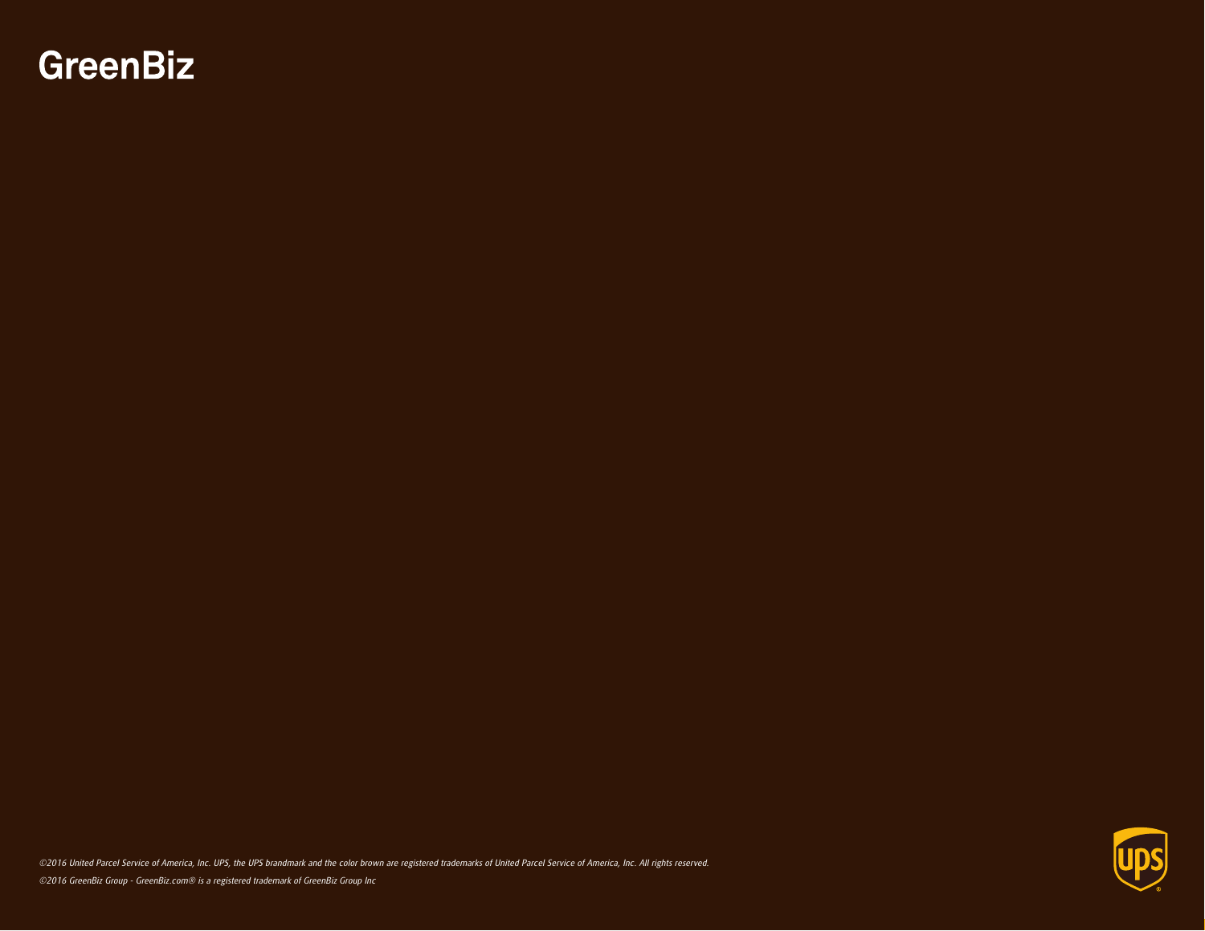GreenBiz

*©2016 United Parcel Service of America, Inc. UPS, the UPS brandmark and the color brown are registered trademarks of United Parcel Service of America, Inc. All rights reserved.*

*©2016 GreenBiz Group - GreenBiz.com® is a registered trademark of GreenBiz Group Inc*